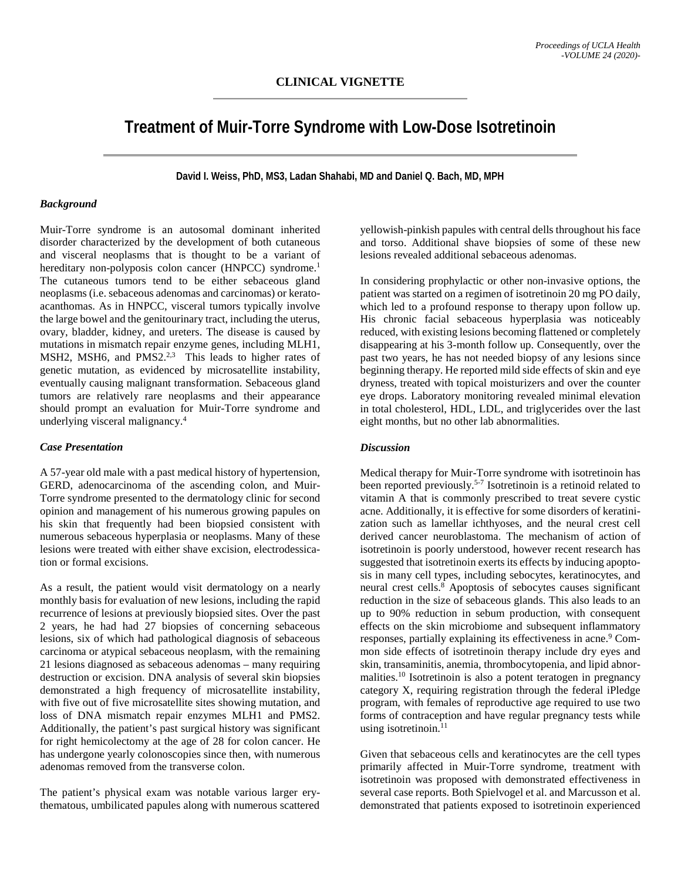**CLINICAL VIGNETTE**

# Treatment of Muir-Torre Syndrome with Low-Dose Isotretinoin

**David I. Weiss, PhD, MS3, Ladan Shahabi, MD and Daniel Q. Bach, MD, MPH**

### *Background*

Muir-Torre syndrome is an autosomal dominant inherited disorder characterized by the development of both cutaneous and visceral neoplasms that is thought to be a variant of hereditary non-polyposis colon cancer (HNPCC) syndrome.[1] The cutaneous tumors tend to be either sebaceous gland neoplasms (i.e. sebaceous adenomas and carcinomas) or kerato-acanthomas. As in HNPCC, visceral tumors typically involve the large bowel and the genitourinary tract, including the uterus, ovary, bladder, kidney, and ureters. The disease is caused by mutations in mismatch repair enzyme genes, including MLH1, MSH2, MSH6, and PMS2.[2,3] This leads to higher rates of genetic mutation, as evidenced by microsatellite instability, eventually causing malignant transformation. Sebaceous gland tumors are relatively rare neoplasms and their appearance should prompt an evaluation for Muir-Torre syndrome and underlying visceral malignancy.[4]

### *Case Presentation*

A 57-year old male with a past medical history of hypertension, GERD, adenocarcinoma of the ascending colon, and Muir-Torre syndrome presented to the dermatology clinic for second opinion and management of his numerous growing papules on his skin that frequently had been biopsied consistent with numerous sebaceous hyperplasia or neoplasms. Many of these lesions were treated with either shave excision, electrodessication or formal excisions.

As a result, the patient would visit dermatology on a nearly monthly basis for evaluation of new lesions, including the rapid recurrence of lesions at previously biopsied sites. Over the past 2 years, he had had 27 biopsies of concerning sebaceous lesions, six of which had pathological diagnosis of sebaceous carcinoma or atypical sebaceous neoplasm, with the remaining 21 lesions diagnosed as sebaceous adenomas – many requiring destruction or excision. DNA analysis of several skin biopsies demonstrated a high frequency of microsatellite instability, with five out of five microsatellite sites showing mutation, and loss of DNA mismatch repair enzymes MLH1 and PMS2. Additionally, the patient's past surgical history was significant for right hemicolectomy at the age of 28 for colon cancer. He has undergone yearly colonoscopies since then, with numerous adenomas removed from the transverse colon.

The patient's physical exam was notable various larger erythematous, umbilicated papules along with numerous scattered yellowish-pinkish papules with central dells throughout his face and torso. Additional shave biopsies of some of these new lesions revealed additional sebaceous adenomas.

In considering prophylactic or other non-invasive options, the patient was started on a regimen of isotretinoin 20 mg PO daily, which led to a profound response to therapy upon follow up. His chronic facial sebaceous hyperplasia was noticeably reduced, with existing lesions becoming flattened or completely disappearing at his 3-month follow up. Consequently, over the past two years, he has not needed biopsy of any lesions since beginning therapy. He reported mild side effects of skin and eye dryness, treated with topical moisturizers and over the counter eye drops. Laboratory monitoring revealed minimal elevation in total cholesterol, HDL, LDL, and triglycerides over the last eight months, but no other lab abnormalities.

### *Discussion*

Medical therapy for Muir-Torre syndrome with isotretinoin has been reported previously.[5-7] Isotretinoin is a retinoid related to vitamin A that is commonly prescribed to treat severe cystic acne. Additionally, it is effective for some disorders of keratinization such as lamellar ichthyoses, and the neural crest cell derived cancer neuroblastoma. The mechanism of action of isotretinoin is poorly understood, however recent research has suggested that isotretinoin exerts its effects by inducing apoptosis in many cell types, including sebocytes, keratinocytes, and neural crest cells.[8] Apoptosis of sebocytes causes significant reduction in the size of sebaceous glands. This also leads to an up to 90% reduction in sebum production, with consequent effects on the skin microbiome and subsequent inflammatory responses, partially explaining its effectiveness in acne.[9] Common side effects of isotretinoin therapy include dry eyes and skin, transaminitis, anemia, thrombocytopenia, and lipid abnormalities.[10] Isotretinoin is also a potent teratogen in pregnancy category X, requiring registration through the federal iPledge program, with females of reproductive age required to use two forms of contraception and have regular pregnancy tests while using isotretinoin.[11]

Given that sebaceous cells and keratinocytes are the cell types primarily affected in Muir-Torre syndrome, treatment with isotretinoin was proposed with demonstrated effectiveness in several case reports. Both Spielvogel et al. and Marcusson et al. demonstrated that patients exposed to isotretinoin experienced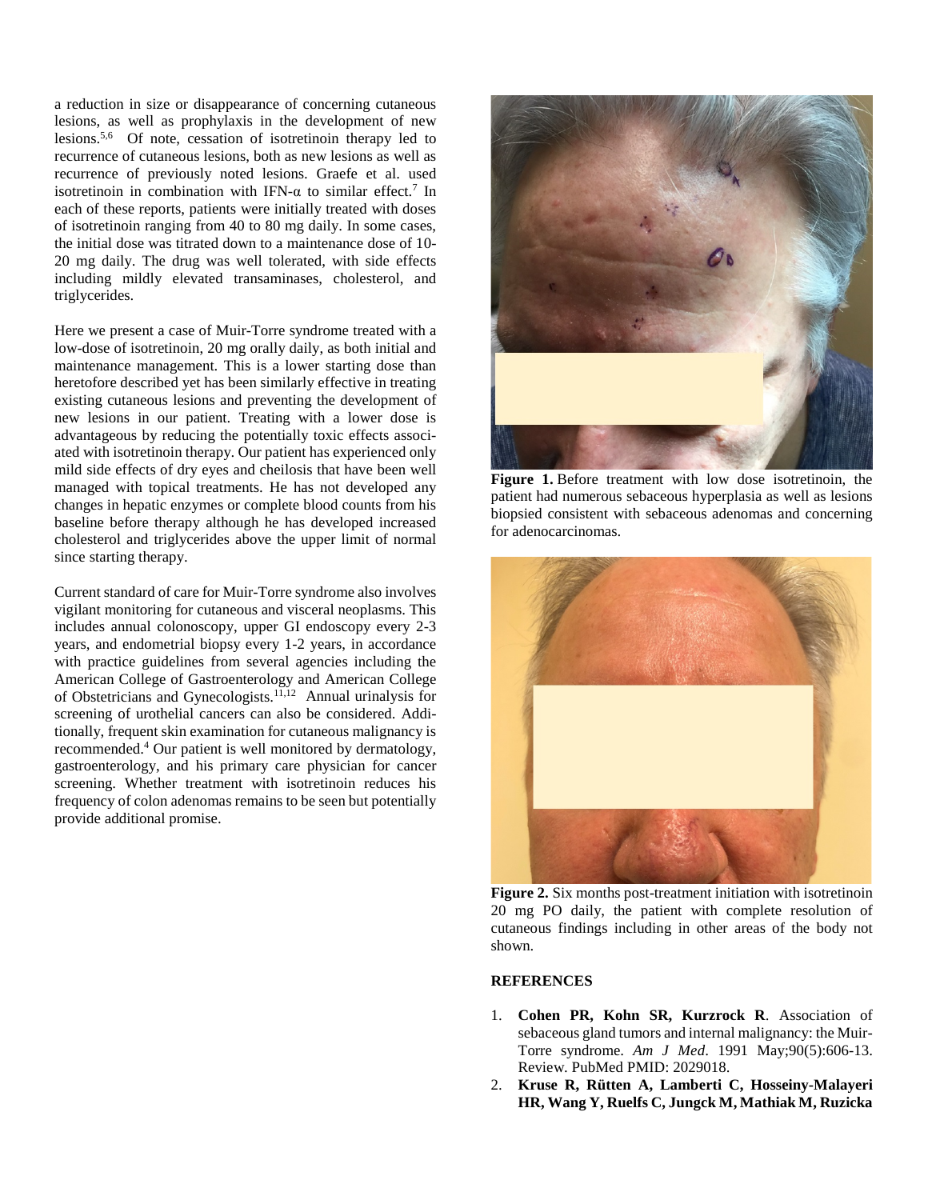a reduction in size or disappearance of concerning cutaneous lesions, as well as prophylaxis in the development of new lesions.[5,6] Of note, cessation of isotretinoin therapy led to recurrence of cutaneous lesions, both as new lesions as well as recurrence of previously noted lesions. Graefe et al. used isotretinoin in combination with IFN-α to similar effect.[7] In each of these reports, patients were initially treated with doses of isotretinoin ranging from 40 to 80 mg daily. In some cases, the initial dose was titrated down to a maintenance dose of 10-20 mg daily. The drug was well tolerated, with side effects including mildly elevated transaminases, cholesterol, and triglycerides.

Here we present a case of Muir-Torre syndrome treated with a low-dose of isotretinoin, 20 mg orally daily, as both initial and maintenance management. This is a lower starting dose than heretofore described yet has been similarly effective in treating existing cutaneous lesions and preventing the development of new lesions in our patient. Treating with a lower dose is advantageous by reducing the potentially toxic effects associated with isotretinoin therapy. Our patient has experienced only mild side effects of dry eyes and cheilosis that have been well managed with topical treatments. He has not developed any changes in hepatic enzymes or complete blood counts from his baseline before therapy although he has developed increased cholesterol and triglycerides above the upper limit of normal since starting therapy.

Current standard of care for Muir-Torre syndrome also involves vigilant monitoring for cutaneous and visceral neoplasms. This includes annual colonoscopy, upper GI endoscopy every 2-3 years, and endometrial biopsy every 1-2 years, in accordance with practice guidelines from several agencies including the American College of Gastroenterology and American College of Obstetricians and Gynecologists.[11,12] Annual urinalysis for screening of urothelial cancers can also be considered. Additionally, frequent skin examination for cutaneous malignancy is recommended.[4] Our patient is well monitored by dermatology, gastroenterology, and his primary care physician for cancer screening. Whether treatment with isotretinoin reduces his frequency of colon adenomas remains to be seen but potentially provide additional promise.

**Figure 1.** Before treatment with low dose isotretinoin, the patient had numerous sebaceous hyperplasia as well as lesions biopsied consistent with sebaceous adenomas and concerning for adenocarcinomas.

**Figure 2.** Six months post-treatment initiation with isotretinoin 20 mg PO daily, the patient with complete resolution of cutaneous findings including in other areas of the body not shown.

## REFERENCES

1. **Cohen PR, Kohn SR, Kurzrock R**. Association of sebaceous gland tumors and internal malignancy: the Muir-Torre syndrome. *Am J Med*. 1991 May;90(5):606-13. Review. PubMed PMID: 2029018.
2. **Kruse R, Rütten A, Lamberti C, Hosseiny-Malayeri HR, Wang Y, Ruelfs C, Jungck M, Mathiak M, Ruzicka**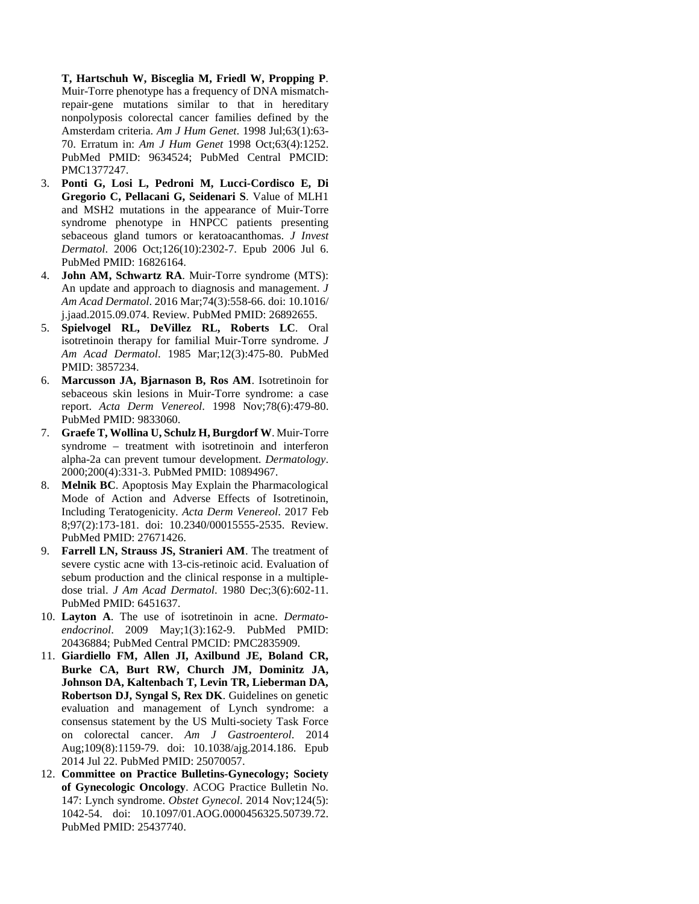**T, Hartschuh W, Bisceglia M, Friedl W, Propping P**. Muir-Torre phenotype has a frequency of DNA mismatch-repair-gene mutations similar to that in hereditary nonpolyposis colorectal cancer families defined by the Amsterdam criteria. *Am J Hum Genet*. 1998 Jul;63(1):63-70. Erratum in: *Am J Hum Genet* 1998 Oct;63(4):1252. PubMed PMID: 9634524; PubMed Central PMCID: PMC1377247.

3. **Ponti G, Losi L, Pedroni M, Lucci-Cordisco E, Di Gregorio C, Pellacani G, Seidenari S**. Value of MLH1 and MSH2 mutations in the appearance of Muir-Torre syndrome phenotype in HNPCC patients presenting sebaceous gland tumors or keratoacanthomas. *J Invest Dermatol*. 2006 Oct;126(10):2302-7. Epub 2006 Jul 6. PubMed PMID: 16826164.
4. **John AM, Schwartz RA**. Muir-Torre syndrome (MTS): An update and approach to diagnosis and management. *J Am Acad Dermatol*. 2016 Mar;74(3):558-66. doi: 10.1016/j.jaad.2015.09.074. Review. PubMed PMID: 26892655.
5. **Spielvogel RL, DeVillez RL, Roberts LC**. Oral isotretinoin therapy for familial Muir-Torre syndrome. *J Am Acad Dermatol*. 1985 Mar;12(3):475-80. PubMed PMID: 3857234.
6. **Marcusson JA, Bjarnason B, Ros AM**. Isotretinoin for sebaceous skin lesions in Muir-Torre syndrome: a case report. *Acta Derm Venereol*. 1998 Nov;78(6):479-80. PubMed PMID: 9833060.
7. **Graefe T, Wollina U, Schulz H, Burgdorf W**. Muir-Torre syndrome – treatment with isotretinoin and interferon alpha-2a can prevent tumour development. *Dermatology*. 2000;200(4):331-3. PubMed PMID: 10894967.
8. **Melnik BC**. Apoptosis May Explain the Pharmacological Mode of Action and Adverse Effects of Isotretinoin, Including Teratogenicity. *Acta Derm Venereol*. 2017 Feb 8;97(2):173-181. doi: 10.2340/00015555-2535. Review. PubMed PMID: 27671426.
9. **Farrell LN, Strauss JS, Stranieri AM**. The treatment of severe cystic acne with 13-cis-retinoic acid. Evaluation of sebum production and the clinical response in a multiple-dose trial. *J Am Acad Dermatol*. 1980 Dec;3(6):602-11. PubMed PMID: 6451637.
10. **Layton A**. The use of isotretinoin in acne. *Dermato-endocrinol*. 2009 May;1(3):162-9. PubMed PMID: 20436884; PubMed Central PMCID: PMC2835909.
11. **Giardiello FM, Allen JI, Axilbund JE, Boland CR, Burke CA, Burt RW, Church JM, Dominitz JA, Johnson DA, Kaltenbach T, Levin TR, Lieberman DA, Robertson DJ, Syngal S, Rex DK**. Guidelines on genetic evaluation and management of Lynch syndrome: a consensus statement by the US Multi-society Task Force on colorectal cancer. *Am J Gastroenterol*. 2014 Aug;109(8):1159-79. doi: 10.1038/ajg.2014.186. Epub 2014 Jul 22. PubMed PMID: 25070057.
12. **Committee on Practice Bulletins-Gynecology; Society of Gynecologic Oncology**. ACOG Practice Bulletin No. 147: Lynch syndrome. *Obstet Gynecol*. 2014 Nov;124(5):1042-54. doi: 10.1097/01.AOG.0000456325.50739.72. PubMed PMID: 25437740.